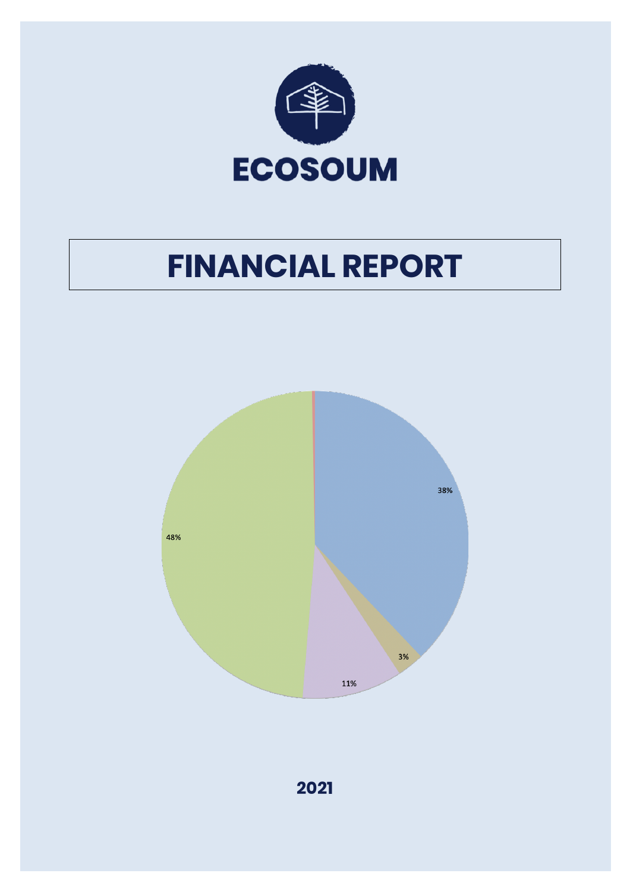# ECOSOUM

# FINANCIAL REPORT

38%

3%

11%

48%

2021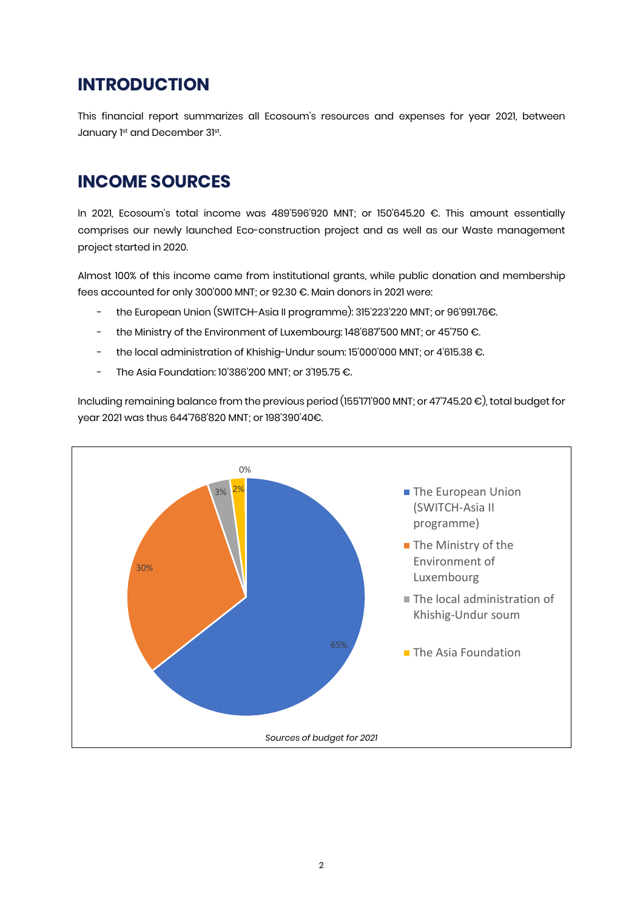# INTRODUCTION

This financial report summarizes all Ecosoum's resources and expenses for year 2021, between January 1st and December 31st.

# INCOME SOURCES

In 2021, Ecosoum's total income was 489'596'920 MNT; or 150'645.20 €. This amount essentially comprises our newly launched Eco-construction project and as well as our Waste management project started in 2020.

Almost 100% of this income came from institutional grants, while public donation and membership fees accounted for only 300'000 MNT; or 92.30 €. Main donors in 2021 were:

- the European Union (SWITCH-Asia II programme): 315'223'220 MNT; or 96'991.76€.
- the Ministry of the Environment of Luxembourg: 148'687'500 MNT; or 45'750 €.
- the local administration of Khishig-Undur soum: 15'000'000 MNT; or 4'615.38 €.
- The Asia Foundation: 10'386'200 MNT; or 3'195.75 €.

Including remaining balance from the previous period (155'171'900 MNT; or 47'745.20 €), total budget for year 2021 was thus 644'768'820 MNT; or 198'390'40€.

| Source | Share |
| --- | --- |
| The European Union (SWITCH-Asia II programme) | 65% |
| The Ministry of the Environment of Luxembourg | 30% |
| The local administration of Khishig-Undur soum | 3% |
| The Asia Foundation | 2% |
| (unlabelled) | 0% |

*Sources of budget for 2021*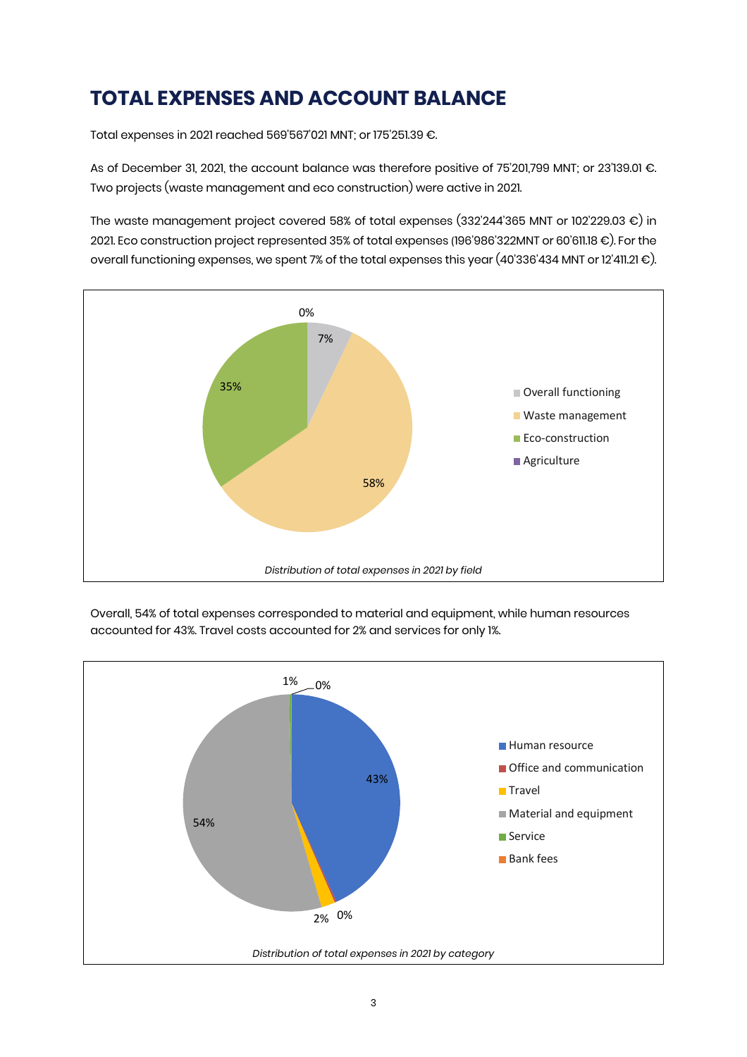# TOTAL EXPENSES AND ACCOUNT BALANCE

Total expenses in 2021 reached 569'567'021 MNT; or 175'251.39 €.

As of December 31, 2021, the account balance was therefore positive of 75'201,799 MNT; or 23'139.01 €. Two projects (waste management and eco construction) were active in 2021.

The waste management project covered 58% of total expenses (332'244'365 MNT or 102'229.03 €) in 2021. Eco construction project represented 35% of total expenses (196'986'322MNT or 60'611.18 €). For the overall functioning expenses, we spent 7% of the total expenses this year (40'336'434 MNT or 12'411.21 €).

0%

7%

35%

58%

- Overall functioning
- Waste management
- Eco-construction
- Agriculture

*Distribution of total expenses in 2021 by field*

Overall, 54% of total expenses corresponded to material and equipment, while human resources accounted for 43%. Travel costs accounted for 2% and services for only 1%.

1% 0%

43%

54%

2% 0%

- Human resource
- Office and communication
- Travel
- Material and equipment
- Service
- Bank fees

*Distribution of total expenses in 2021 by category*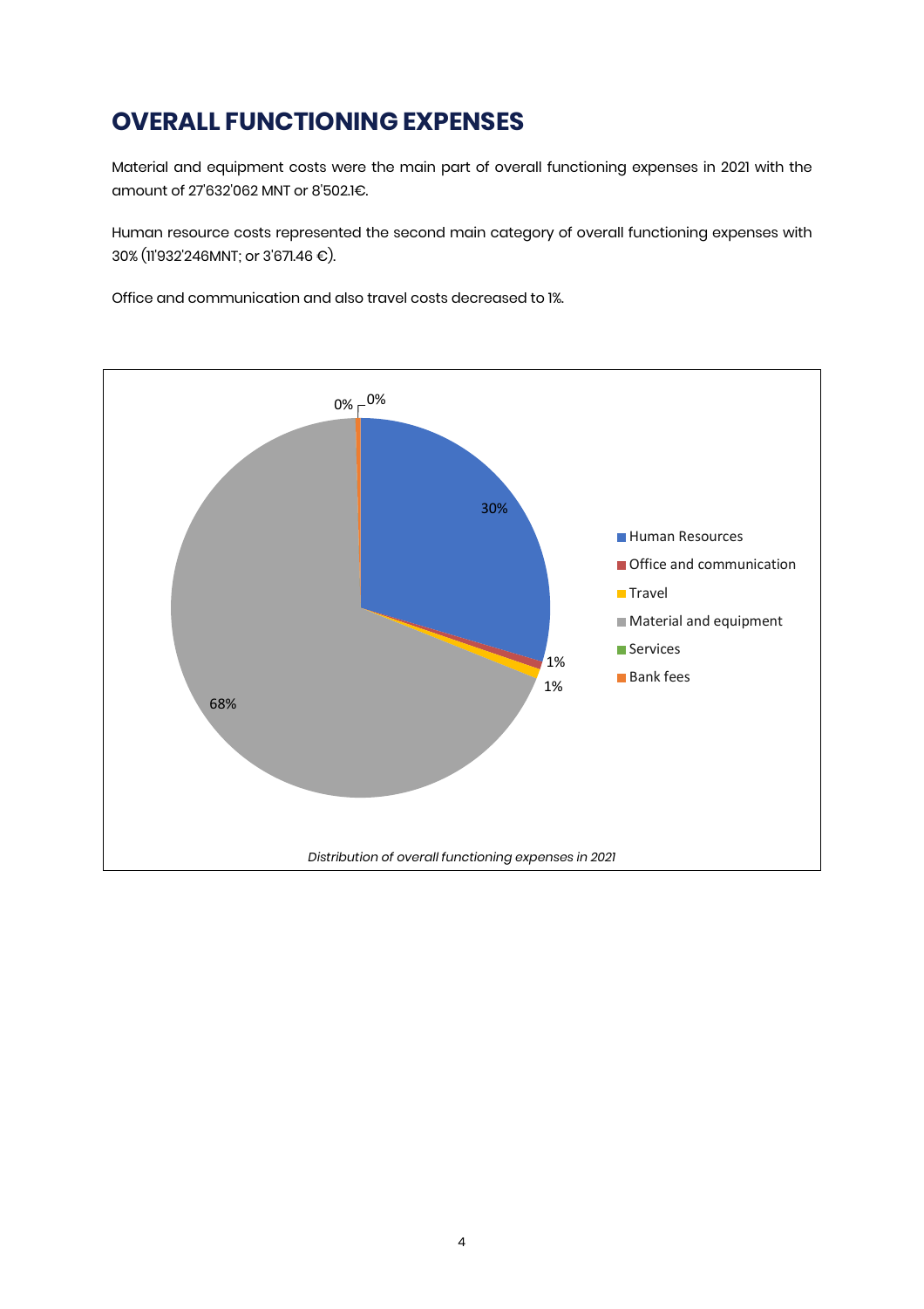# OVERALL FUNCTIONING EXPENSES

Material and equipment costs were the main part of overall functioning expenses in 2021 with the amount of 27'632'062 MNT or 8'502.1€.

Human resource costs represented the second main category of overall functioning expenses with 30% (11'932'246MNT; or 3'671.46 €).

Office and communication and also travel costs decreased to 1%.

*Distribution of overall functioning expenses in 2021*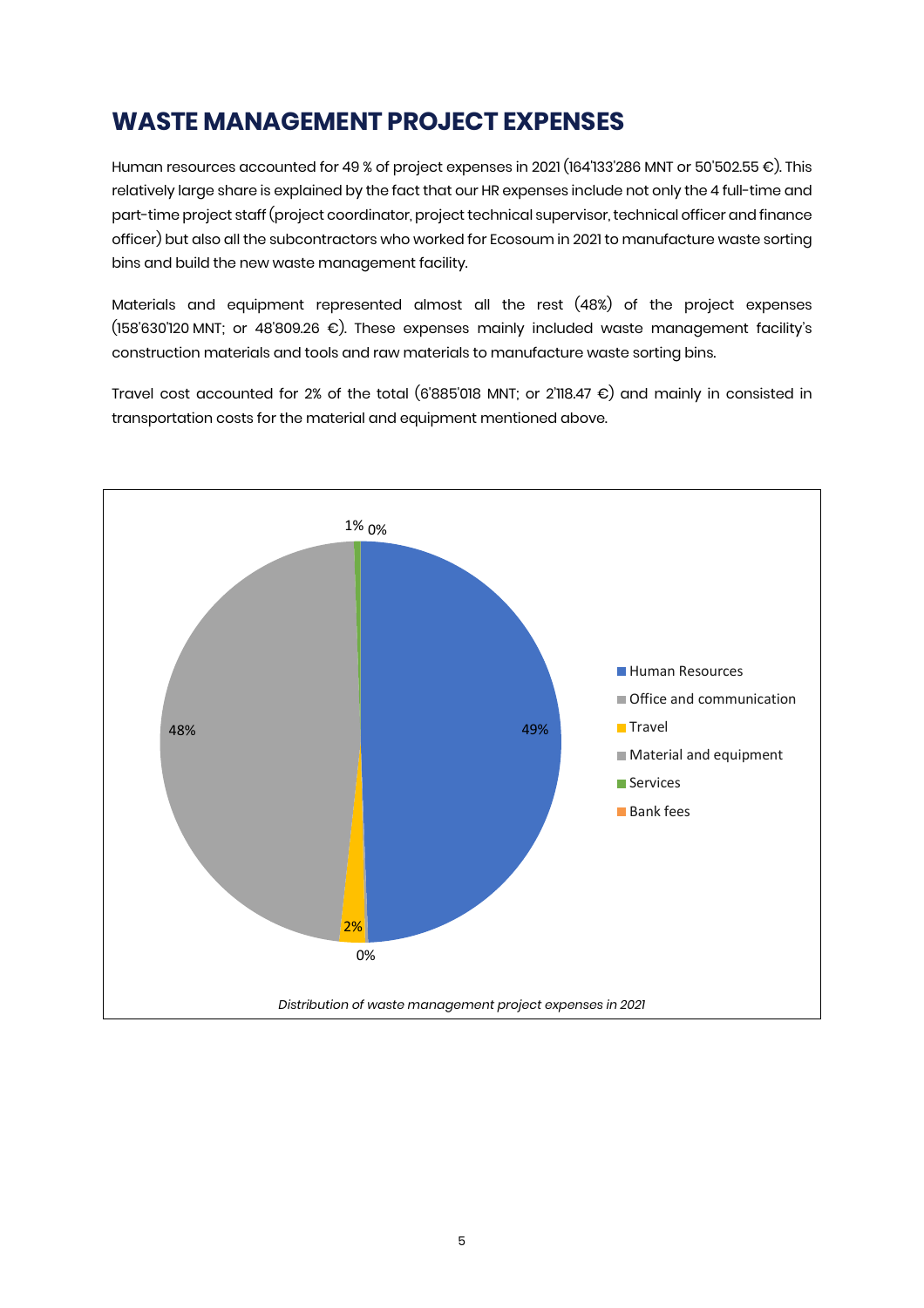# WASTE MANAGEMENT PROJECT EXPENSES

Human resources accounted for 49 % of project expenses in 2021 (164'133'286 MNT or 50'502.55 €). This relatively large share is explained by the fact that our HR expenses include not only the 4 full-time and part-time project staff (project coordinator, project technical supervisor, technical officer and finance officer) but also all the subcontractors who worked for Ecosoum in 2021 to manufacture waste sorting bins and build the new waste management facility.

Materials and equipment represented almost all the rest (48%) of the project expenses (158'630'120 MNT; or 48'809.26 €). These expenses mainly included waste management facility's construction materials and tools and raw materials to manufacture waste sorting bins.

Travel cost accounted for 2% of the total (6'885'018 MNT; or 2'118.47 €) and mainly in consisted in transportation costs for the material and equipment mentioned above.

| Category | Share |
|---|---|
| Human Resources | 49% |
| Office and communication | 0% |
| Travel | 2% |
| Material and equipment | 48% |
| Services | 1% |
| Bank fees | 0% |

*Distribution of waste management project expenses in 2021*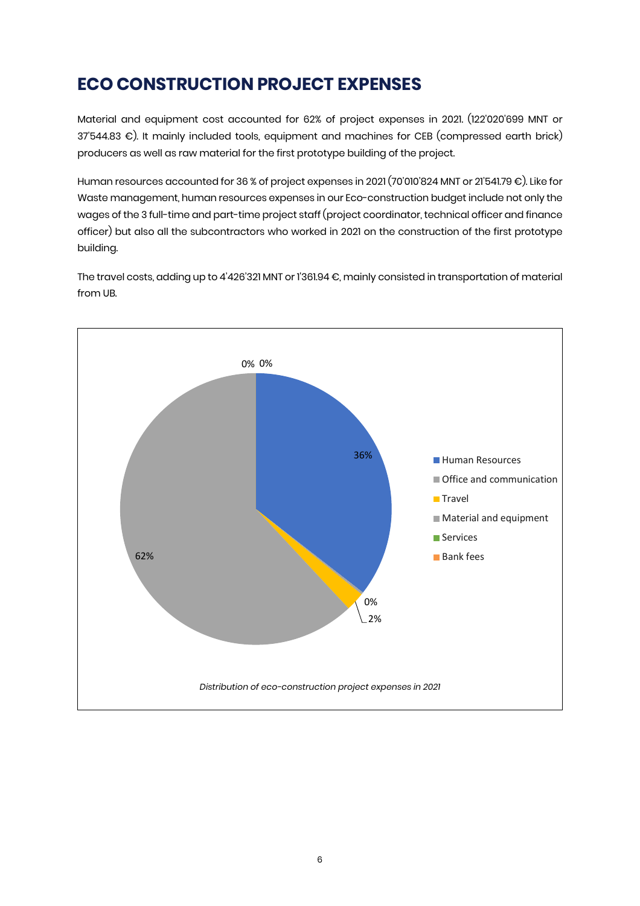# ECO CONSTRUCTION PROJECT EXPENSES

Material and equipment cost accounted for 62% of project expenses in 2021. (122'020'699 MNT or 37'544.83 €). It mainly included tools, equipment and machines for CEB (compressed earth brick) producers as well as raw material for the first prototype building of the project.

Human resources accounted for 36 % of project expenses in 2021 (70'010'824 MNT or 21'541.79 €). Like for Waste management, human resources expenses in our Eco-construction budget include not only the wages of the 3 full-time and part-time project staff (project coordinator, technical officer and finance officer) but also all the subcontractors who worked in 2021 on the construction of the first prototype building.

The travel costs, adding up to 4'426'321 MNT or 1'361.94 €, mainly consisted in transportation of material from UB.

0% 0%

36%

62%

0%

2%

Human Resources
Office and communication
Travel
Material and equipment
Services
Bank fees

*Distribution of eco-construction project expenses in 2021*